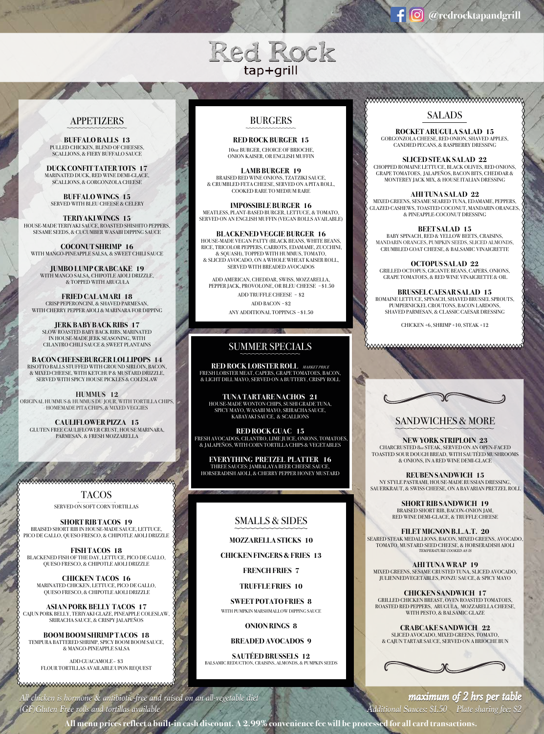@redrocktapandgrill

# Red Rock
tap+grill

## APPETIZERS

**BUFFALO BALLS 13**
PULLED CHICKEN, BLEND OF CHEESES, SCALLIONS, & FIERY BUFFALO SAUCE

**DUCK CONFIT TATER TOTS 17**
MARINATED DUCK, RED WINE DEMI-GLACE, SCALLIONS, & GORGONZOLA CHEESE

**BUFFALO WINGS 15**
SERVED WITH BLEU CHEESE & CELERY

**TERIYAKI WINGS 15**
HOUSE-MADE TERIYAKI SAUCE, ROASTED SHISHITO PEPPERS, SESAME SEEDS, & CUCUMBER WASABI DIPPING SAUCE

**COCONUT SHRIMP 16**
WITH MANGO-PINEAPPLE SALSA, & SWEET CHILI SAUCE

**JUMBO LUMP CRABCAKE 19**
WITH MANGO SALSA, CHIPOTLE AIOLI DRIZZLE, & TOPPED WITH ARUGULA

**FRIED CALAMARI 18**
CRISP PEPERONCINI, & SHAVED PARMESAN, WITH CHERRY PEPPER AIOLI & MARINARA FOR DIPPING

**JERK BABY BACK RIBS 17**
SLOW ROASTED BABY BACK RIBS, MARINATED IN HOUSE-MADE JERK SEASONING, WITH CILANTRO CHILI SAUCE & SWEET PLANTAINS

**BACON CHEESEBURGER LOLLIPOPS 14**
RISOTTO BALLS STUFFED WITH GROUND SIRLOIN, BACON, & MIXED CHEESE, WITH KETCHUP & MUSTARD DRIZZLE, SERVED WITH SPICY HOUSE PICKLES & COLESLAW

**HUMMUS 12**
ORIGINAL HUMMUS & HUMMUS DU JOUR, WITH TORTILLA CHIPS, HOMEMADE PITA CHIPS, & MIXED VEGGIES

**CAULIFLOWER PIZZA 15**
GLUTEN FREE CAULIFLOWER CRUST, HOUSE MARINARA, PARMESAN, & FRESH MOZZARELLA

## TACOS

SERVED ON SOFT CORN TORTILLAS

**SHORT RIB TACOS 19**
BRAISED SHORT RIB IN HOUSE-MADE SAUCE, LETTUCE, PICO DE GALLO, QUESO FRESCO, & CHIPOTLE AIOLI DRIZZLE

**FISH TACOS 18**
BLACKENED FISH OF THE DAY, LETTUCE, PICO DE GALLO, QUESO FRESCO, & CHIPOTLE AIOLI DRIZZLE

**CHICKEN TACOS 16**
MARINATED CHICKEN, LETTUCE, PICO DE GALLO, QUESO FRESCO, & CHIPOTLE AIOLI DRIZZLE

**ASIAN PORK BELLY TACOS 17**
CAJUN PORK BELLY, TERIYAKI GLAZE, PINEAPPLE COLESLAW, SRIRACHA SAUCE, & CRISPY JALAPEÑOS

**BOOM BOOM SHRIMP TACOS 18**
TEMPURA BATTERED SHRIMP, SPICY BOOM BOOM SAUCE, & MANGO-PINEAPPLE SALSA

ADD GUACAMOLE - $3
FLOUR TORTILLAS AVAILABLE UPON REQUEST

## BURGERS

**RED ROCK BURGER 15**
10oz BURGER, CHOICE OF BRIOCHE, ONION KAISER, OR ENGLISH MUFFIN

**LAMB BURGER 19**
BRAISED RED WINE ONIONS, TZATZIKI SAUCE, & CRUMBLED FETA CHEESE, SERVED ON A PITA ROLL, COOKED RARE TO MEDIUM RARE

**IMPOSSIBLE BURGER 16**
MEATLESS, PLANT-BASED BURGER, LETTUCE, & TOMATO, SERVED ON AN ENGLISH MUFFIN (VEGAN ROLLS AVAILABLE)

**BLACKENED VEGGIE BURGER 16**
HOUSE-MADE VEGAN PATTY (BLACK BEANS, WHITE BEANS, RICE, TRICOLOR PEPPERS, CARROTS, EDAMAME, ZUCCHINI, & SQUASH), TOPPED WITH HUMMUS, TOMATO, & SLICED AVOCADO, ON A WHOLE WHEAT KAISER ROLL, SERVED WITH BREADED AVOCADOS

ADD AMERICAN, CHEDDAR, SWISS, MOZZARELLA, PEPPER JACK, PROVOLONE, OR BLEU CHEESE - $1.50
ADD TRUFFLE CHEESE - $2
ADD BACON - $2
ANY ADDITIONAL TOPPINGS - $1.50

## SUMMER SPECIALS

**RED ROCK LOBSTER ROLL** *MARKET PRICE*
FRESH LOBSTER MEAT, CAPERS, GRAPE TOMATOES, BACON, & LIGHT DILL MAYO, SERVED ON A BUTTERY, CRISPY ROLL

**TUNA TARTARE NACHOS 21**
HOUSE-MADE WONTON CHIPS, SUSHI GRADE TUNA, SPICY MAYO, WASABI MAYO, SRIRACHA SAUCE, KABAYAKI SAUCE, & SCALLIONS

**RED ROCK GUAC 15**
FRESH AVOCADOS, CILANTRO, LIME JUICE, ONIONS, TOMATOES, & JALAPEÑOS, WITH CORN TORTILLA CHIPS & VEGETABLES

**EVERYTHING PRETZEL PLATTER 16**
THREE SAUCES: JAMBALAYA BEER CHEESE SAUCE, HORSERADISH AIOLI, & CHERRY PEPPER HONEY MUSTARD

## SMALLS & SIDES

**MOZZARELLA STICKS 10**

**CHICKEN FINGERS & FRIES 13**

**FRENCH FRIES 7**

**TRUFFLE FRIES 10**

**SWEET POTATO FRIES 8**
WITH PUMPKIN MARSHMALLOW DIPPING SAUCE

**ONION RINGS 8**

**BREADED AVOCADOS 9**

**SAUTÉED BRUSSELS 12**
BALSAMIC REDUCTION, CRAISINS, ALMONDS, & PUMPKIN SEEDS

## SALADS

**ROCKET ARUGULA SALAD 15**
GORGONZOLA CHEESE, RED ONION, SHAVED APPLES, CANDIED PECANS, & RASPBERRY DRESSING

**SLICED STEAK SALAD 22**
CHOPPED ROMAINE LETTUCE, BLACK OLIVES, RED ONIONS, GRAPE TOMATOES, JALAPEÑOS, BACON BITS, CHEDDAR & MONTEREY JACK MIX, & HOUSE ITALIAN DRESSING

**AHI TUNA SALAD 22**
MIXED GREENS, SESAME SEARED TUNA, EDAMAME, PEPPERS, GLAZED CASHEWS, TOASTED COCONUT, MANDARIN ORANGES, & PINEAPPLE-COCONUT DRESSING

**BEET SALAD 15**
BABY SPINACH, RED & YELLOW BEETS, CRAISINS, MANDARIN ORANGES, PUMPKIN SEEDS, SLICED ALMONDS, CRUMBLED GOAT CHEESE, & BALSAMIC VINAIGRETTE

**OCTOPUS SALAD 22**
GRILLED OCTOPUS, GIGANTE BEANS, CAPERS, ONIONS, GRAPE TOMATOES, & RED WINE VINAIGRETTE & OIL

**BRUSSEL CAESAR SALAD 15**
ROMAINE LETTUCE, SPINACH, SHAVED BRUSSEL SPROUTS, PUMPERNICKEL CROUTONS, BACON LARDONS, SHAVED PARMESAN, & CLASSIC CAESAR DRESSING

CHICKEN +6, SHRIMP +10, STEAK +12

## SANDWICHES & MORE

**NEW YORK STRIPLOIN 23**
CHARCRUSTED 8oz STEAK, SERVED ON AN OPEN-FACED TOASTED SOUR DOUGH BREAD, WITH SAUTÉED MUSHROOMS & ONIONS, IN A RED WINE DEMI-GLACE

**REUBEN SANDWICH 15**
NY STYLE PASTRAMI, HOUSE-MADE RUSSIAN DRESSING, SAUERKRAUT, & SWISS CHEESE, ON A BAVARIAN PRETZEL ROLL

**SHORT RIB SANDWICH 19**
BRAISED SHORT RIB, BACON-ONION JAM, RED WINE DEMI-GLACE, & TRUFFLE CHEESE

**FILET MIGNON B.L.A.T. 20**
SEARED STEAK MEDALLIONS, BACON, MIXED GREENS, AVOCADO, TOMATO, MUSTARD SEED CHEESE, & HORSERADISH AIOLI
*TEMPERATURE COOKED AS IS*

**AHI TUNA WRAP 19**
MIXED GREENS, SESAME CRUSTED TUNA, SLICED AVOCADO, JULIENNED VEGETABLES, PONZU SAUCE, & SPICY MAYO

**CHICKEN SANDWICH 17**
GRILLED CHICKEN BREAST, OVEN ROASTED TOMATOES, ROASTED RED PEPPERS, ARUGULA, MOZZARELLA CHEESE, WITH PESTO, & BALSAMIC GLAZE

**CRABCAKE SANDWICH 22**
SLICED AVOCADO, MIXED GREENS, TOMATO, & CAJUN TARTAR SAUCE, SERVED ON A BRIOCHE BUN

*All chicken is hormone & antibiotic-free and raised on an all-vegetable diet*
*(GF)Gluten Free rolls and tortillas available*

***maximum of 2 hrs per table***
*Additional Sauces: $1.50 Plate sharing fee: $2*

**All menu prices reflect a built-in cash discount. A 2.99% convenience fee will be processed for all card transactions.**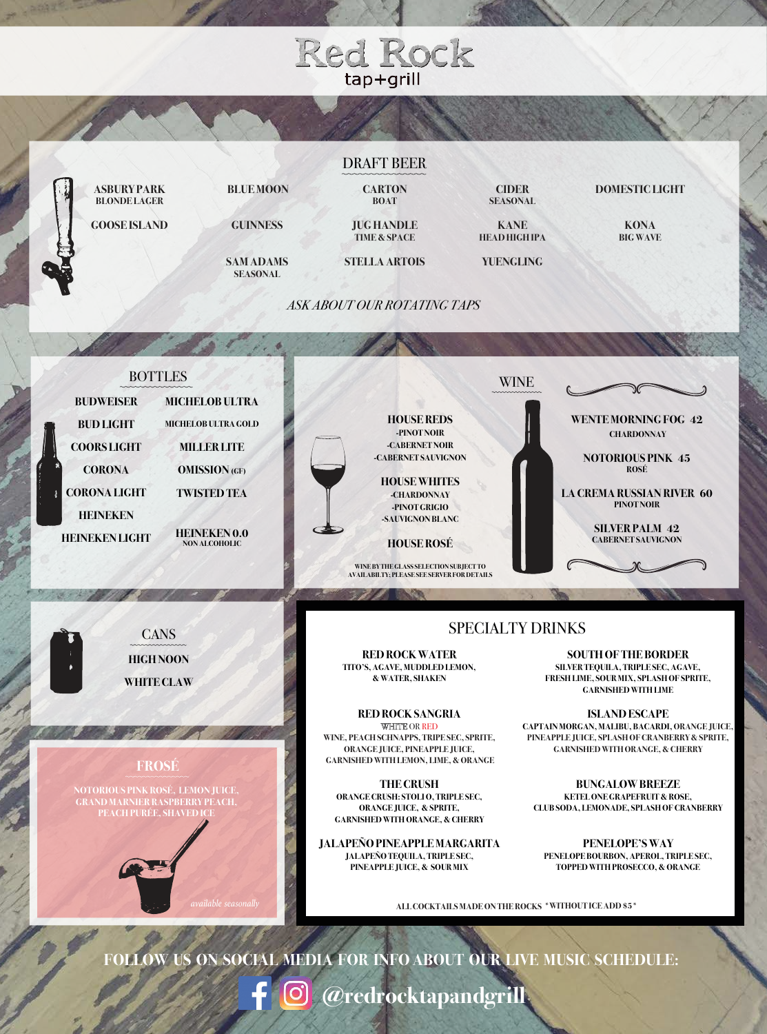# Red Rock
tap+grill

## DRAFT BEER

- **ASBURY PARK** BLONDE LAGER
- **BLUE MOON**
- **CARTON** BOAT
- **CIDER** SEASONAL
- **DOMESTIC LIGHT**
- **GOOSE ISLAND**
- **GUINNESS**
- **JUG HANDLE** TIME & SPACE
- **KANE** HEAD HIGH IPA
- **KONA** BIG WAVE
- **SAM ADAMS** SEASONAL
- **STELLA ARTOIS**
- **YUENGLING**

*ASK ABOUT OUR ROTATING TAPS*

## BOTTLES

- BUDWEISER
- MICHELOB ULTRA
- BUD LIGHT
- MICHELOB ULTRA GOLD
- COORS LIGHT
- MILLER LITE
- CORONA
- OMISSION (GF)
- CORONA LIGHT
- TWISTED TEA
- HEINEKEN
- HEINEKEN LIGHT
- HEINEKEN 0.0 NON ALCOHOLIC

## WINE

**HOUSE REDS**
- PINOT NOIR
- CABERNET NOIR
- CABERNET SAUVIGNON

**HOUSE WHITES**
- CHARDONAY
- PINOT GRIGIO
- SAUVIGNON BLANC

**HOUSE ROSÉ**

WINE BY THE GLASS SELECTION SUBJECT TO AVAILABILTY; PLEASE SEE SERVER FOR DETAILS

**WENTE MORNING FOG 42**
CHARDONNAY

**NOTORIOUS PINK 45**
ROSÉ

**LA CREMA RUSSIAN RIVER 60**
PINOT NOIR

**SILVER PALM 42**
CABERNET SAUVIGNON

## CANS

- HIGH NOON
- WHITE CLAW

## FROSÉ

NOTORIOUS PINK ROSÉ, LEMON JUICE, GRAND MARNIER RASPBERRY PEACH, PEACH PURÉE, SHAVED ICE

*available seasonally*

## SPECIALTY DRINKS

**RED ROCK WATER**
TITO'S, AGAVE, MUDDLED LEMON, & WATER, SHAKEN

**SOUTH OF THE BORDER**
SILVER TEQUILA, TRIPLE SEC, AGAVE, FRESH LIME, SOUR MIX, SPLASH OF SPRITE, GARNISHED WITH LIME

**RED ROCK SANGRIA**
WHITE OR RED
WINE, PEACH SCHNAPPS, TRIPE SEC, SPRITE, ORANGE JUICE, PINEAPPLE JUICE, GARNISHED WITH LEMON, LIME, & ORANGE

**ISLAND ESCAPE**
CAPTAIN MORGAN, MALIBU, BACARDI, ORANGE JUICE, PINEAPPLE JUICE, SPLASH OF CRANBERRY & SPRITE, GARNISHED WITH ORANGE, & CHERRY

**THE CRUSH**
ORANGE CRUSH: STOLI O, TRIPLE SEC, ORANGE JUICE, & SPRITE, GARNISHED WITH ORANGE, & CHERRY

**BUNGALOW BREEZE**
KETEL ONE GRAPEFRUIT & ROSE, CLUB SODA, LEMONADE, SPLASH OF CRANBERRY

**JALAPEÑO PINEAPPLE MARGARITA**
JALAPEÑO TEQUILA, TRIPLE SEC, PINEAPPLE JUICE, & SOUR MIX

**PENELOPE'S WAY**
PENELOPE BOURBON, APEROL, TRIPLE SEC, TOPPED WITH PROSECCO, & ORANGE

ALL COCKTAILS MADE ON THE ROCKS *WITHOUT ICE ADD $5*

**FOLLOW US ON SOCIAL MEDIA FOR INFO ABOUT OUR LIVE MUSIC SCHEDULE:**

@redrocktapandgrill